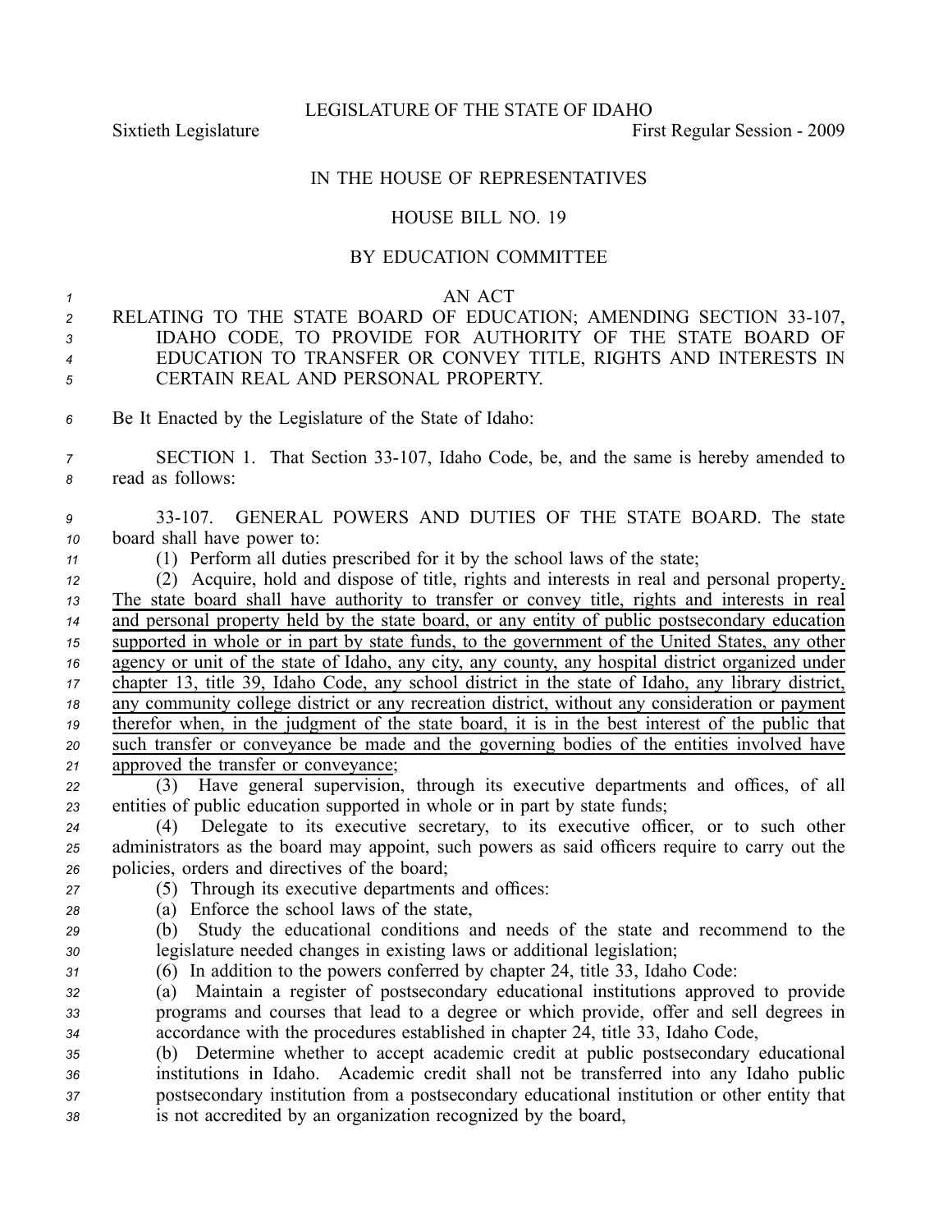LEGISLATURE OF THE STATE OF IDAHO

Sixtieth Legislature First Regular Session - 2009

# IN THE HOUSE OF REPRESENTATIVES

## HOUSE BILL NO. 19

### BY EDUCATION COMMITTEE

AN ACT

RELATING TO THE STATE BOARD OF EDUCATION; AMENDING SECTION 33-107, IDAHO CODE, TO PROVIDE FOR AUTHORITY OF THE STATE BOARD OF EDUCATION TO TRANSFER OR CONVEY TITLE, RIGHTS AND INTERESTS IN CERTAIN REAL AND PERSONAL PROPERTY.

Be It Enacted by the Legislature of the State of Idaho:

SECTION 1. That Section 33-107, Idaho Code, be, and the same is hereby amended to read as follows:

33-107. GENERAL POWERS AND DUTIES OF THE STATE BOARD. The state board shall have power to:

(1) Perform all duties prescribed for it by the school laws of the state;

(2) Acquire, hold and dispose of title, rights and interests in real and personal property<u>. The state board shall have authority to transfer or convey title, rights and interests in real and personal property held by the state board, or any entity of public postsecondary education supported in whole or in part by state funds, to the government of the United States, any other agency or unit of the state of Idaho, any city, any county, any hospital district organized under chapter 13, title 39, Idaho Code, any school district in the state of Idaho, any library district, any community college district or any recreation district, without any consideration or payment therefor when, in the judgment of the state board, it is in the best interest of the public that such transfer or conveyance be made and the governing bodies of the entities involved have approved the transfer or conveyance</u>;

(3) Have general supervision, through its executive departments and offices, of all entities of public education supported in whole or in part by state funds;

(4) Delegate to its executive secretary, to its executive officer, or to such other administrators as the board may appoint, such powers as said officers require to carry out the policies, orders and directives of the board;

(5) Through its executive departments and offices:

(a) Enforce the school laws of the state,

(b) Study the educational conditions and needs of the state and recommend to the legislature needed changes in existing laws or additional legislation;

(6) In addition to the powers conferred by chapter 24, title 33, Idaho Code:

(a) Maintain a register of postsecondary educational institutions approved to provide programs and courses that lead to a degree or which provide, offer and sell degrees in accordance with the procedures established in chapter 24, title 33, Idaho Code,

(b) Determine whether to accept academic credit at public postsecondary educational institutions in Idaho. Academic credit shall not be transferred into any Idaho public postsecondary institution from a postsecondary educational institution or other entity that is not accredited by an organization recognized by the board,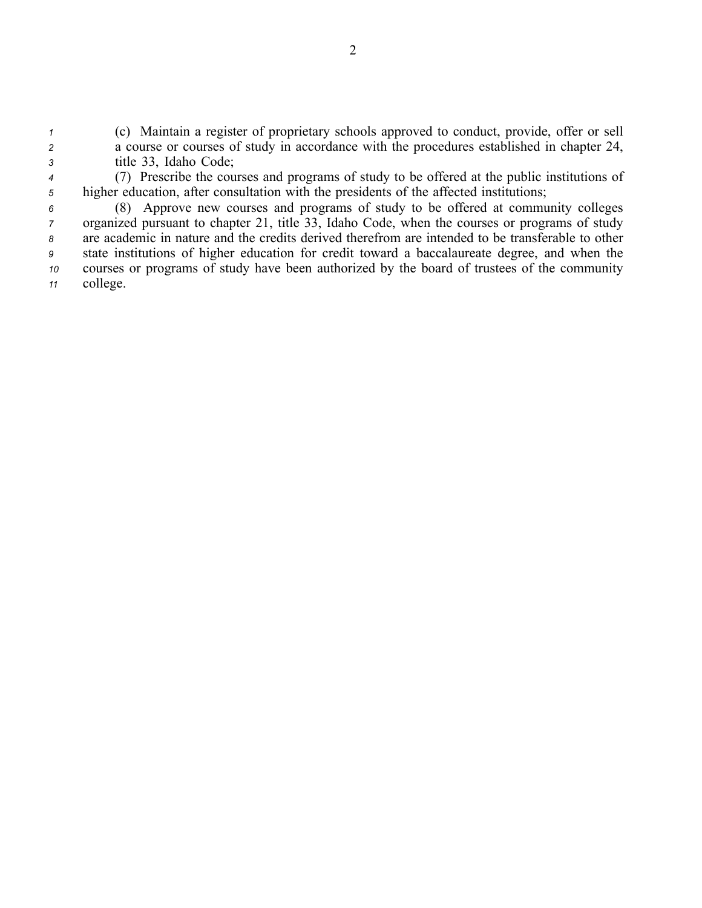(c) Maintain a register of proprietary schools approved to conduct, provide, offer or sell a course or courses of study in accordance with the procedures established in chapter 24, title 33, Idaho Code;

(7) Prescribe the courses and programs of study to be offered at the public institutions of higher education, after consultation with the presidents of the affected institutions;

(8) Approve new courses and programs of study to be offered at community colleges organized pursuant to chapter 21, title 33, Idaho Code, when the courses or programs of study are academic in nature and the credits derived therefrom are intended to be transferable to other state institutions of higher education for credit toward a baccalaureate degree, and when the courses or programs of study have been authorized by the board of trustees of the community college.